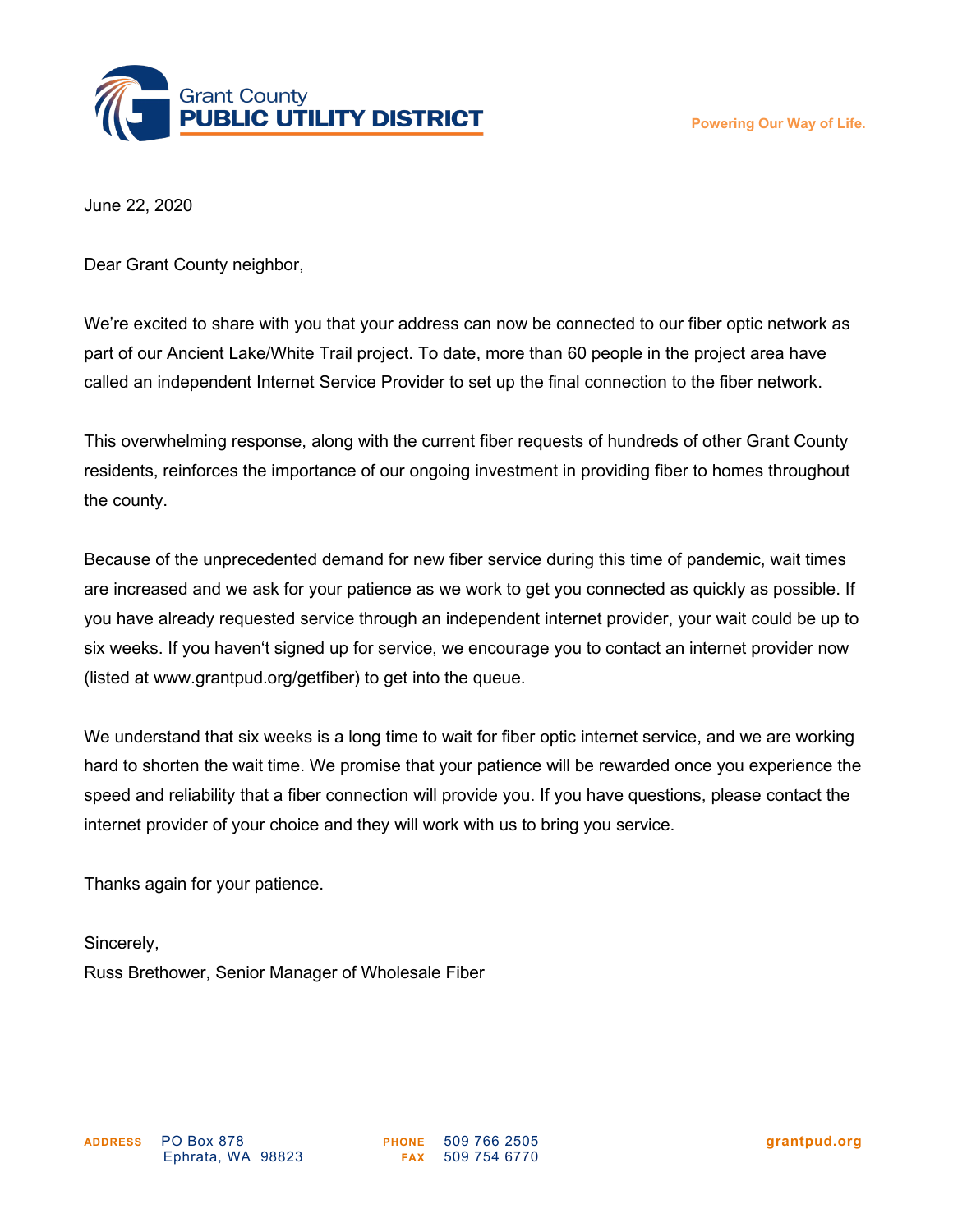Grant County
**PUBLIC UTILITY DISTRICT**

**Powering Our Way of Life.**

June 22, 2020

Dear Grant County neighbor,

We're excited to share with you that your address can now be connected to our fiber optic network as part of our Ancient Lake/White Trail project. To date, more than 60 people in the project area have called an independent Internet Service Provider to set up the final connection to the fiber network.

This overwhelming response, along with the current fiber requests of hundreds of other Grant County residents, reinforces the importance of our ongoing investment in providing fiber to homes throughout the county.

Because of the unprecedented demand for new fiber service during this time of pandemic, wait times are increased and we ask for your patience as we work to get you connected as quickly as possible. If you have already requested service through an independent internet provider, your wait could be up to six weeks. If you haven't signed up for service, we encourage you to contact an internet provider now (listed at www.grantpud.org/getfiber) to get into the queue.

We understand that six weeks is a long time to wait for fiber optic internet service, and we are working hard to shorten the wait time. We promise that your patience will be rewarded once you experience the speed and reliability that a fiber connection will provide you. If you have questions, please contact the internet provider of your choice and they will work with us to bring you service.

Thanks again for your patience.

Sincerely,
Russ Brethower, Senior Manager of Wholesale Fiber

**ADDRESS** PO Box 878
Ephrata, WA 98823

**PHONE** 509 766 2505
**FAX** 509 754 6770

**grantpud.org**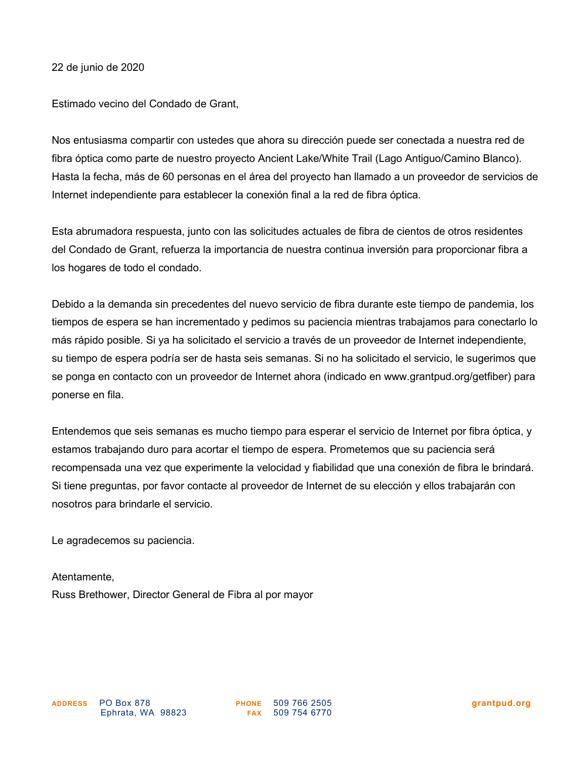22 de junio de 2020

Estimado vecino del Condado de Grant,

Nos entusiasma compartir con ustedes que ahora su dirección puede ser conectada a nuestra red de fibra óptica como parte de nuestro proyecto Ancient Lake/White Trail (Lago Antiguo/Camino Blanco). Hasta la fecha, más de 60 personas en el área del proyecto han llamado a un proveedor de servicios de Internet independiente para establecer la conexión final a la red de fibra óptica.

Esta abrumadora respuesta, junto con las solicitudes actuales de fibra de cientos de otros residentes del Condado de Grant, refuerza la importancia de nuestra continua inversión para proporcionar fibra a los hogares de todo el condado.

Debido a la demanda sin precedentes del nuevo servicio de fibra durante este tiempo de pandemia, los tiempos de espera se han incrementado y pedimos su paciencia mientras trabajamos para conectarlo lo más rápido posible. Si ya ha solicitado el servicio a través de un proveedor de Internet independiente, su tiempo de espera podría ser de hasta seis semanas. Si no ha solicitado el servicio, le sugerimos que se ponga en contacto con un proveedor de Internet ahora (indicado en www.grantpud.org/getfiber) para ponerse en fila.

Entendemos que seis semanas es mucho tiempo para esperar el servicio de Internet por fibra óptica, y estamos trabajando duro para acortar el tiempo de espera. Prometemos que su paciencia será recompensada una vez que experimente la velocidad y fiabilidad que una conexión de fibra le brindará. Si tiene preguntas, por favor contacte al proveedor de Internet de su elección y ellos trabajarán con nosotros para brindarle el servicio.

Le agradecemos su paciencia.

Atentamente,
Russ Brethower, Director General de Fibra al por mayor